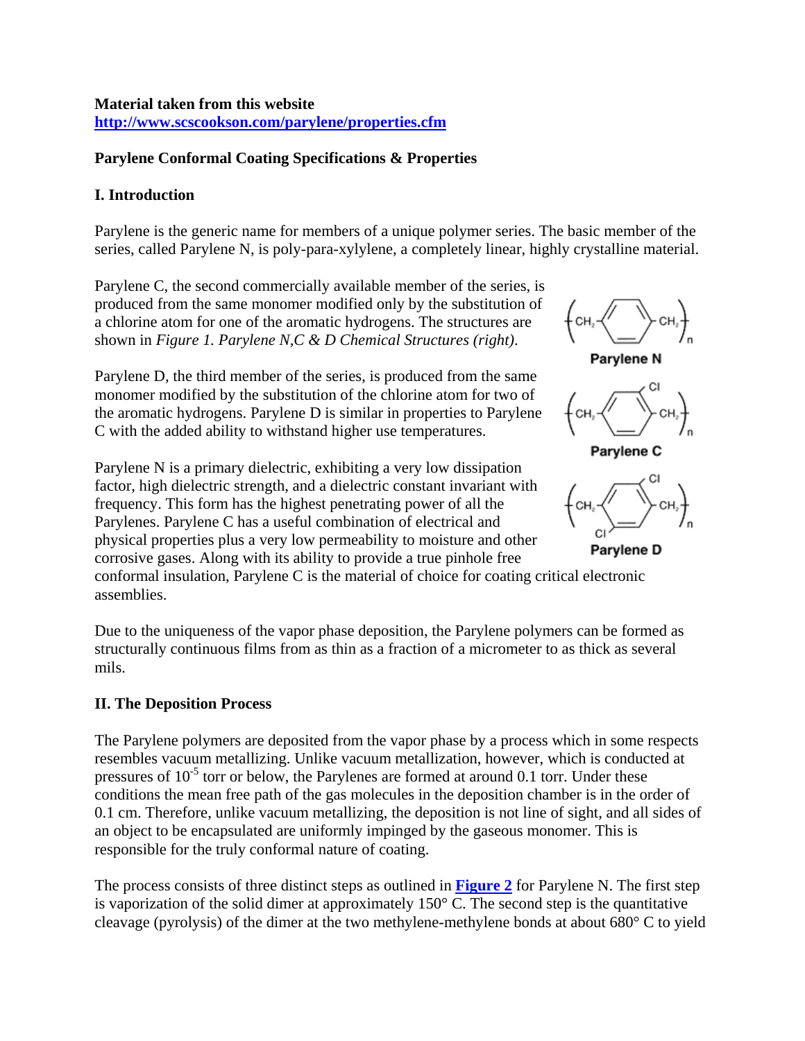**Material taken from this website**
**http://www.scscookson.com/parylene/properties.cfm**

**Parylene Conformal Coating Specifications & Properties**

## I. Introduction

Parylene is the generic name for members of a unique polymer series. The basic member of the series, called Parylene N, is poly-para-xylylene, a completely linear, highly crystalline material.

Parylene C, the second commercially available member of the series, is produced from the same monomer modified only by the substitution of a chlorine atom for one of the aromatic hydrogens. The structures are shown in *Figure 1. Parylene N,C & D Chemical Structures (right)*.

Parylene D, the third member of the series, is produced from the same monomer modified by the substitution of the chlorine atom for two of the aromatic hydrogens. Parylene D is similar in properties to Parylene C with the added ability to withstand higher use temperatures.

Parylene N is a primary dielectric, exhibiting a very low dissipation factor, high dielectric strength, and a dielectric constant invariant with frequency. This form has the highest penetrating power of all the Parylenes. Parylene C has a useful combination of electrical and physical properties plus a very low permeability to moisture and other corrosive gases. Along with its ability to provide a true pinhole free conformal insulation, Parylene C is the material of choice for coating critical electronic assemblies.

Parylene N

Parylene C

Parylene D

Due to the uniqueness of the vapor phase deposition, the Parylene polymers can be formed as structurally continuous films from as thin as a fraction of a micrometer to as thick as several mils.

## II. The Deposition Process

The Parylene polymers are deposited from the vapor phase by a process which in some respects resembles vacuum metallizing. Unlike vacuum metallization, however, which is conducted at pressures of $10^{-5}$ torr or below, the Parylenes are formed at around 0.1 torr. Under these conditions the mean free path of the gas molecules in the deposition chamber is in the order of 0.1 cm. Therefore, unlike vacuum metallizing, the deposition is not line of sight, and all sides of an object to be encapsulated are uniformly impinged by the gaseous monomer. This is responsible for the truly conformal nature of coating.

The process consists of three distinct steps as outlined in **Figure 2** for Parylene N. The first step is vaporization of the solid dimer at approximately 150° C. The second step is the quantitative cleavage (pyrolysis) of the dimer at the two methylene-methylene bonds at about 680° C to yield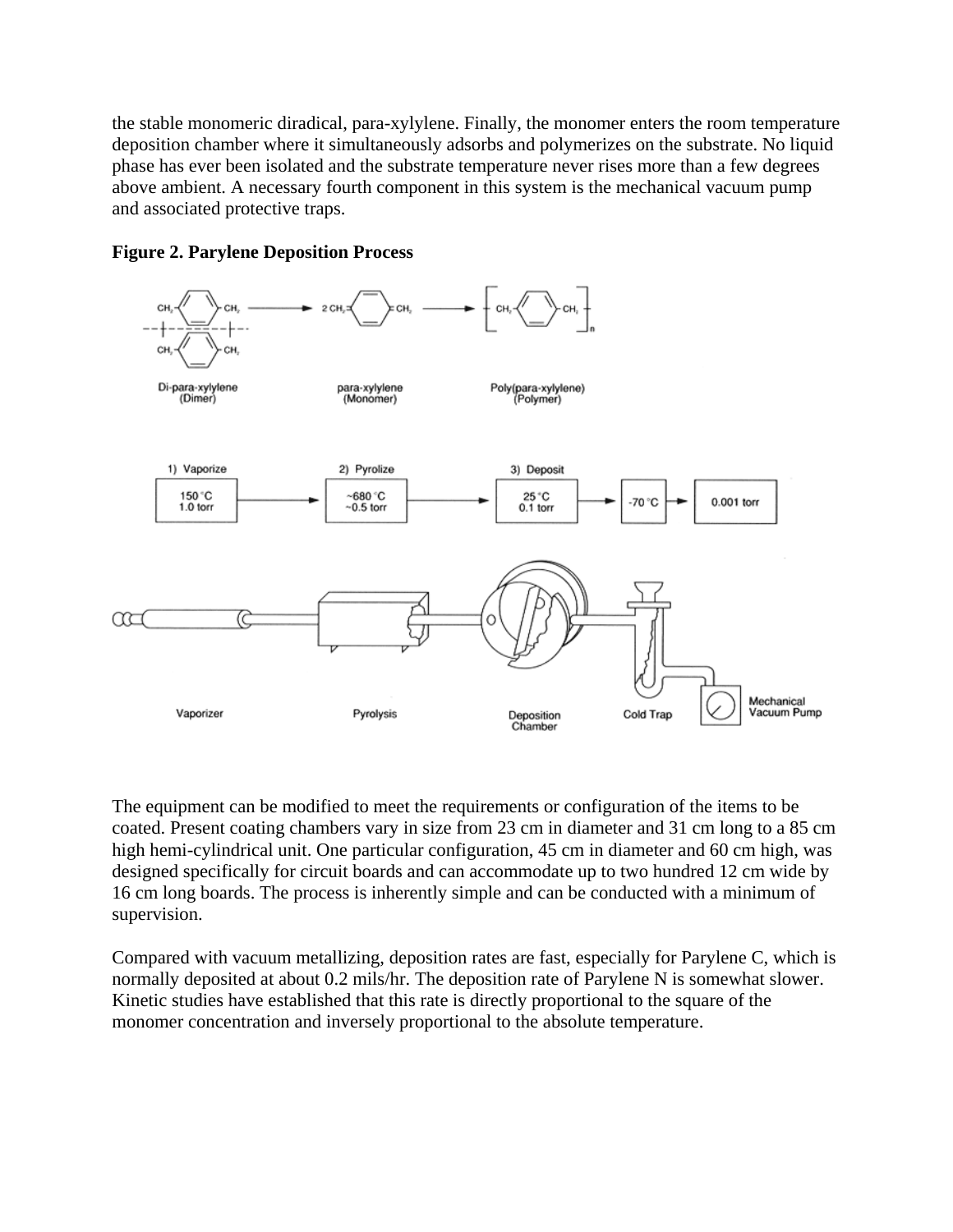the stable monomeric diradical, para-xylylene. Finally, the monomer enters the room temperature deposition chamber where it simultaneously adsorbs and polymerizes on the substrate. No liquid phase has ever been isolated and the substrate temperature never rises more than a few degrees above ambient. A necessary fourth component in this system is the mechanical vacuum pump and associated protective traps.

**Figure 2. Parylene Deposition Process**

The equipment can be modified to meet the requirements or configuration of the items to be coated. Present coating chambers vary in size from 23 cm in diameter and 31 cm long to a 85 cm high hemi-cylindrical unit. One particular configuration, 45 cm in diameter and 60 cm high, was designed specifically for circuit boards and can accommodate up to two hundred 12 cm wide by 16 cm long boards. The process is inherently simple and can be conducted with a minimum of supervision.

Compared with vacuum metallizing, deposition rates are fast, especially for Parylene C, which is normally deposited at about 0.2 mils/hr. The deposition rate of Parylene N is somewhat slower. Kinetic studies have established that this rate is directly proportional to the square of the monomer concentration and inversely proportional to the absolute temperature.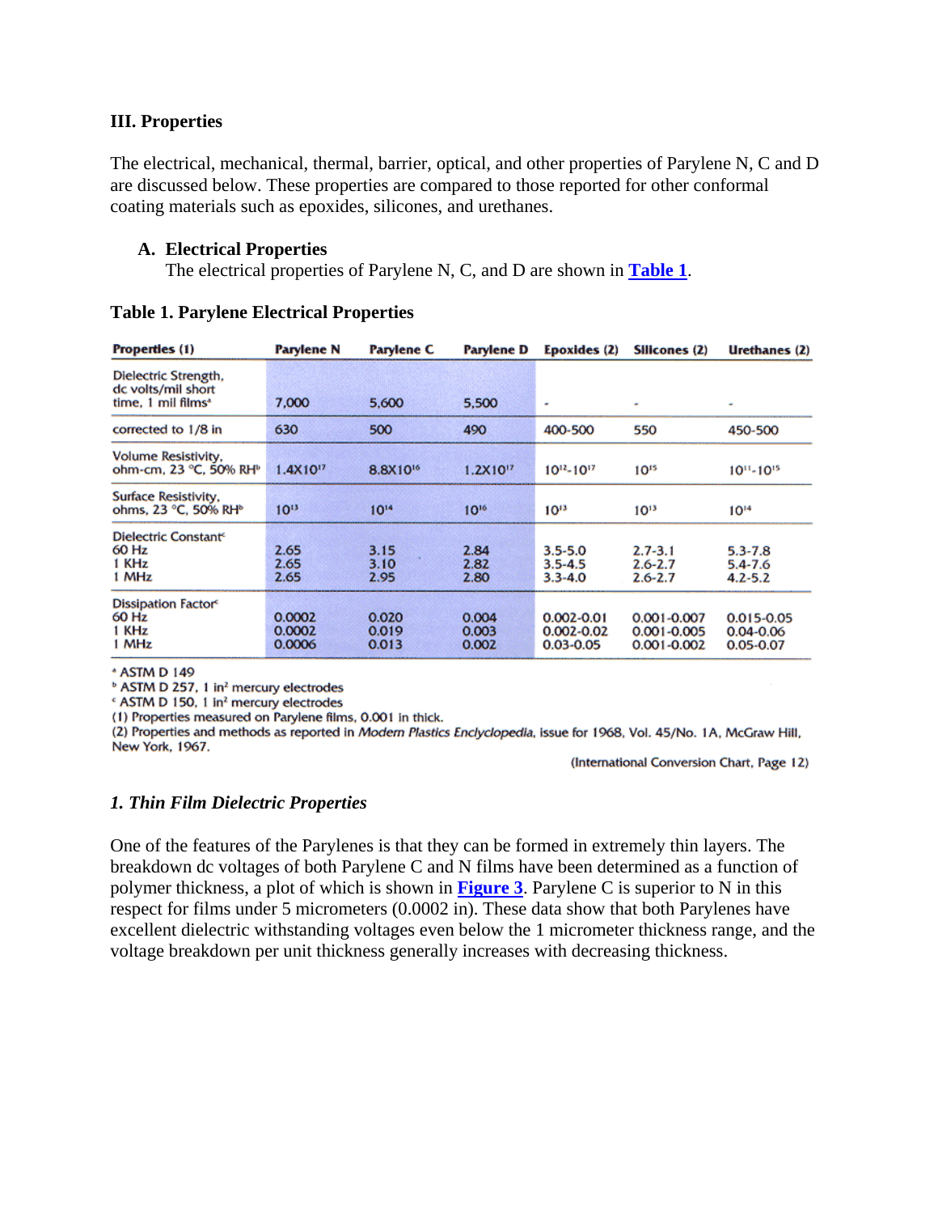## III. Properties

The electrical, mechanical, thermal, barrier, optical, and other properties of Parylene N, C and D are discussed below. These properties are compared to those reported for other conformal coating materials such as epoxides, silicones, and urethanes.

### A. Electrical Properties

The electrical properties of Parylene N, C, and D are shown in **Table 1**.

**Table 1. Parylene Electrical Properties**

| Properties (1) | Parylene N | Parylene C | Parylene D | Epoxides (2) | Silicones (2) | Urethanes (2) |
|---|---|---|---|---|---|---|
| Dielectric Strength, dc volts/mil short time, 1 mil films[a] | 7,000 | 5,600 | 5,500 | - | - | - |
| corrected to 1/8 in | 630 | 500 | 490 | 400-500 | 550 | 450-500 |
| Volume Resistivity, ohm-cm, 23 °C, 50% RH[b] | $1.4 \times 10^{17}$ | $8.8 \times 10^{16}$ | $1.2 \times 10^{17}$ | $10^{12}$-$10^{17}$ | $10^{15}$ | $10^{11}$-$10^{15}$ |
| Surface Resistivity, ohms, 23 °C, 50% RH[b] | $10^{13}$ | $10^{14}$ | $10^{16}$ | $10^{13}$ | $10^{13}$ | $10^{14}$ |
| Dielectric Constant[c] | | | | | | |
| 60 Hz | 2.65 | 3.15 | 2.84 | 3.5-5.0 | 2.7-3.1 | 5.3-7.8 |
| 1 KHz | 2.65 | 3.10 | 2.82 | 3.5-4.5 | 2.6-2.7 | 5.4-7.6 |
| 1 MHz | 2.65 | 2.95 | 2.80 | 3.3-4.0 | 2.6-2.7 | 4.2-5.2 |
| Dissipation Factor[c] | | | | | | |
| 60 Hz | 0.0002 | 0.020 | 0.004 | 0.002-0.01 | 0.001-0.007 | 0.015-0.05 |
| 1 KHz | 0.0002 | 0.019 | 0.003 | 0.002-0.02 | 0.001-0.005 | 0.04-0.06 |
| 1 MHz | 0.0006 | 0.013 | 0.002 | 0.03-0.05 | 0.001-0.002 | 0.05-0.07 |

[a] ASTM D 149
[b] ASTM D 257, 1 in² mercury electrodes
[c] ASTM D 150, 1 in² mercury electrodes
(1) Properties measured on Parylene films, 0.001 in thick.
(2) Properties and methods as reported in *Modern Plastics Enclyclopedia*, issue for 1968, Vol. 45/No. 1A, McGraw Hill, New York, 1967.

(International Conversion Chart, Page 12)

#### *1. Thin Film Dielectric Properties*

One of the features of the Parylenes is that they can be formed in extremely thin layers. The breakdown dc voltages of both Parylene C and N films have been determined as a function of polymer thickness, a plot of which is shown in **Figure 3**. Parylene C is superior to N in this respect for films under 5 micrometers (0.0002 in). These data show that both Parylenes have excellent dielectric withstanding voltages even below the 1 micrometer thickness range, and the voltage breakdown per unit thickness generally increases with decreasing thickness.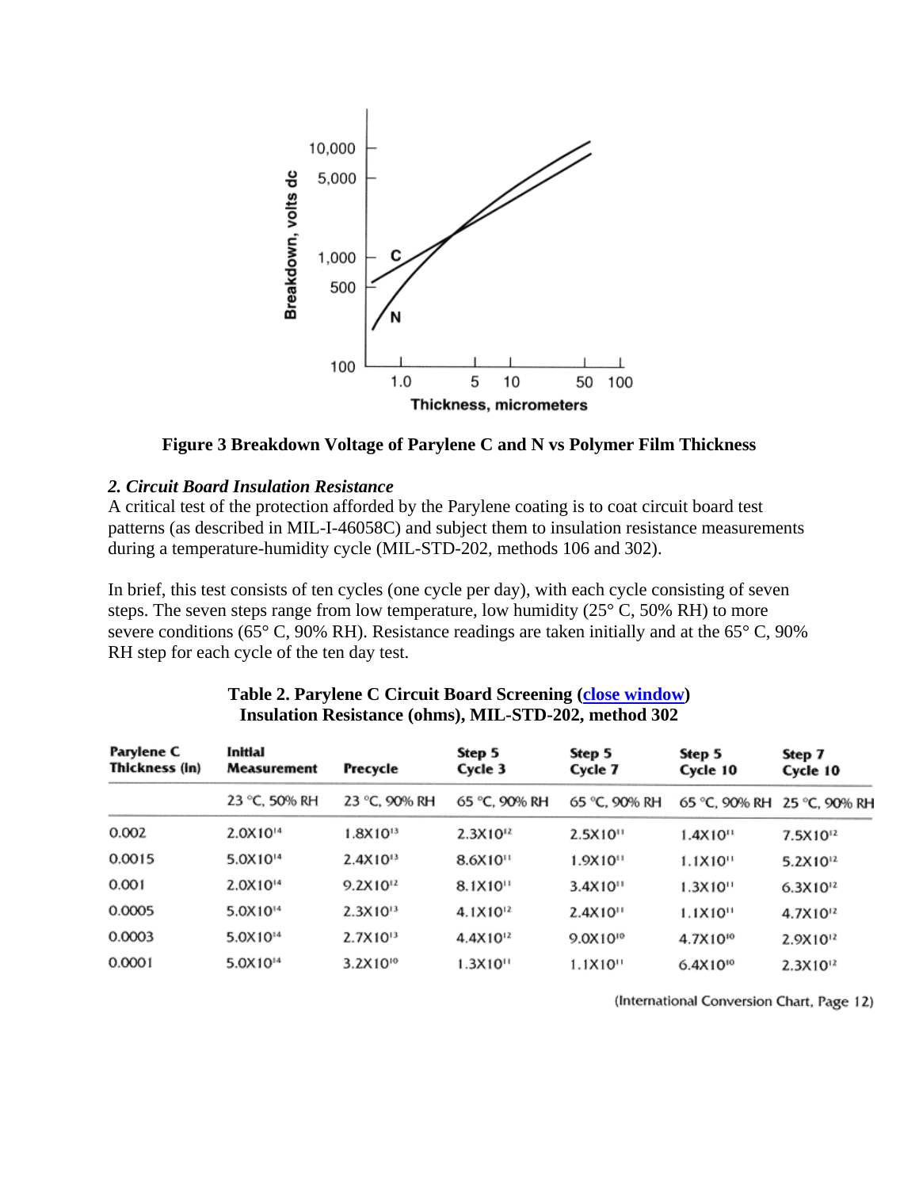**Figure 3 Breakdown Voltage of Parylene C and N vs Polymer Film Thickness**

### *2. Circuit Board Insulation Resistance*

A critical test of the protection afforded by the Parylene coating is to coat circuit board test patterns (as described in MIL-I-46058C) and subject them to insulation resistance measurements during a temperature-humidity cycle (MIL-STD-202, methods 106 and 302).

In brief, this test consists of ten cycles (one cycle per day), with each cycle consisting of seven steps. The seven steps range from low temperature, low humidity (25° C, 50% RH) to more severe conditions (65° C, 90% RH). Resistance readings are taken initially and at the 65° C, 90% RH step for each cycle of the ten day test.

**Table 2. Parylene C Circuit Board Screening (close window)**
**Insulation Resistance (ohms), MIL-STD-202, method 302**

| Parylene C Thickness (In) | Initial Measurement | Precycle | Step 5 Cycle 3 | Step 5 Cycle 7 | Step 5 Cycle 10 | Step 7 Cycle 10 |
|---|---|---|---|---|---|---|
| | 23 °C, 50% RH | 23 °C, 90% RH | 65 °C, 90% RH | 65 °C, 90% RH | 65 °C, 90% RH | 25 °C, 90% RH |
| 0.002 | $2.0 \times 10^{14}$ | $1.8 \times 10^{13}$ | $2.3 \times 10^{12}$ | $2.5 \times 10^{11}$ | $1.4 \times 10^{11}$ | $7.5 \times 10^{12}$ |
| 0.0015 | $5.0 \times 10^{14}$ | $2.4 \times 10^{13}$ | $8.6 \times 10^{11}$ | $1.9 \times 10^{11}$ | $1.1 \times 10^{11}$ | $5.2 \times 10^{12}$ |
| 0.001 | $2.0 \times 10^{14}$ | $9.2 \times 10^{12}$ | $8.1 \times 10^{11}$ | $3.4 \times 10^{11}$ | $1.3 \times 10^{11}$ | $6.3 \times 10^{12}$ |
| 0.0005 | $5.0 \times 10^{14}$ | $2.3 \times 10^{13}$ | $4.1 \times 10^{12}$ | $2.4 \times 10^{11}$ | $1.1 \times 10^{11}$ | $4.7 \times 10^{12}$ |
| 0.0003 | $5.0 \times 10^{14}$ | $2.7 \times 10^{13}$ | $4.4 \times 10^{12}$ | $9.0 \times 10^{10}$ | $4.7 \times 10^{10}$ | $2.9 \times 10^{12}$ |
| 0.0001 | $5.0 \times 10^{14}$ | $3.2 \times 10^{10}$ | $1.3 \times 10^{11}$ | $1.1 \times 10^{11}$ | $6.4 \times 10^{10}$ | $2.3 \times 10^{12}$ |

(International Conversion Chart, Page 12)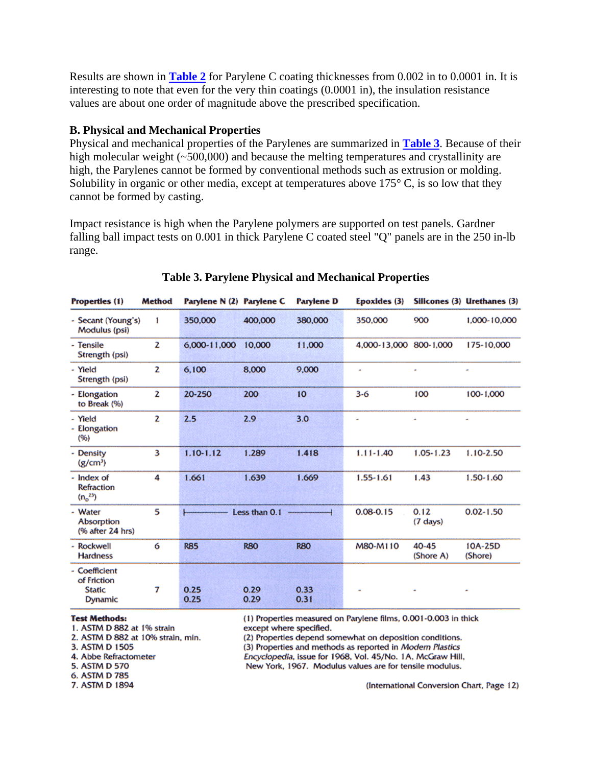Results are shown in **Table 2** for Parylene C coating thicknesses from 0.002 in to 0.0001 in. It is interesting to note that even for the very thin coatings (0.0001 in), the insulation resistance values are about one order of magnitude above the prescribed specification.

### B. Physical and Mechanical Properties

Physical and mechanical properties of the Parylenes are summarized in **Table 3**. Because of their high molecular weight (~500,000) and because the melting temperatures and crystallinity are high, the Parylenes cannot be formed by conventional methods such as extrusion or molding. Solubility in organic or other media, except at temperatures above 175° C, is so low that they cannot be formed by casting.

Impact resistance is high when the Parylene polymers are supported on test panels. Gardner falling ball impact tests on 0.001 in thick Parylene C coated steel "Q" panels are in the 250 in-lb range.

**Table 3. Parylene Physical and Mechanical Properties**

| Properties (1) | Method | Parylene N (2) | Parylene C | Parylene D | Epoxides (3) | Silicones (3) | Urethanes (3) |
|---|---|---|---|---|---|---|---|
| - Secant (Young's) Modulus (psi) | 1 | 350,000 | 400,000 | 380,000 | 350,000 | 900 | 1,000-10,000 |
| - Tensile Strength (psi) | 2 | 6,000-11,000 | 10,000 | 11,000 | 4,000-13,000 | 800-1,000 | 175-10,000 |
| - Yield Strength (psi) | 2 | 6,100 | 8,000 | 9,000 | - | - | - |
| - Elongation to Break (%) | 2 | 20-250 | 200 | 10 | 3-6 | 100 | 100-1,000 |
| - Yield - Elongation (%) | 2 | 2.5 | 2.9 | 3.0 | - | - | - |
| - Density (g/cm$^3$) | 3 | 1.10-1.12 | 1.289 | 1.418 | 1.11-1.40 | 1.05-1.23 | 1.10-2.50 |
| - Index of Refraction ($n_D^{23}$) | 4 | 1.661 | 1.639 | 1.669 | 1.55-1.61 | 1.43 | 1.50-1.60 |
| - Water Absorption (% after 24 hrs) | 5 | Less than 0.1 | Less than 0.1 | Less than 0.1 | 0.08-0.15 | 0.12 (7 days) | 0.02-1.50 |
| - Rockwell Hardness | 6 | R85 | R80 | R80 | M80-M110 | 40-45 (Shore A) | 10A-25D (Shore) |
| - Coefficient of Friction Static / Dynamic | 7 | 0.25 / 0.25 | 0.29 / 0.29 | 0.33 / 0.31 | - | - | - |

**Test Methods:**
1. ASTM D 882 at 1% strain
2. ASTM D 882 at 10% strain, min.
3. ASTM D 1505
4. Abbe Refractometer
5. ASTM D 570
6. ASTM D 785
7. ASTM D 1894

(1) Properties measured on Parylene films, 0.001-0.003 in thick except where specified.
(2) Properties depend somewhat on deposition conditions.
(3) Properties and methods as reported in *Modern Plastics Encyclopedia*, issue for 1968, Vol. 45/No. 1A, McGraw Hill, New York, 1967. Modulus values are for tensile modulus.

(International Conversion Chart, Page 12)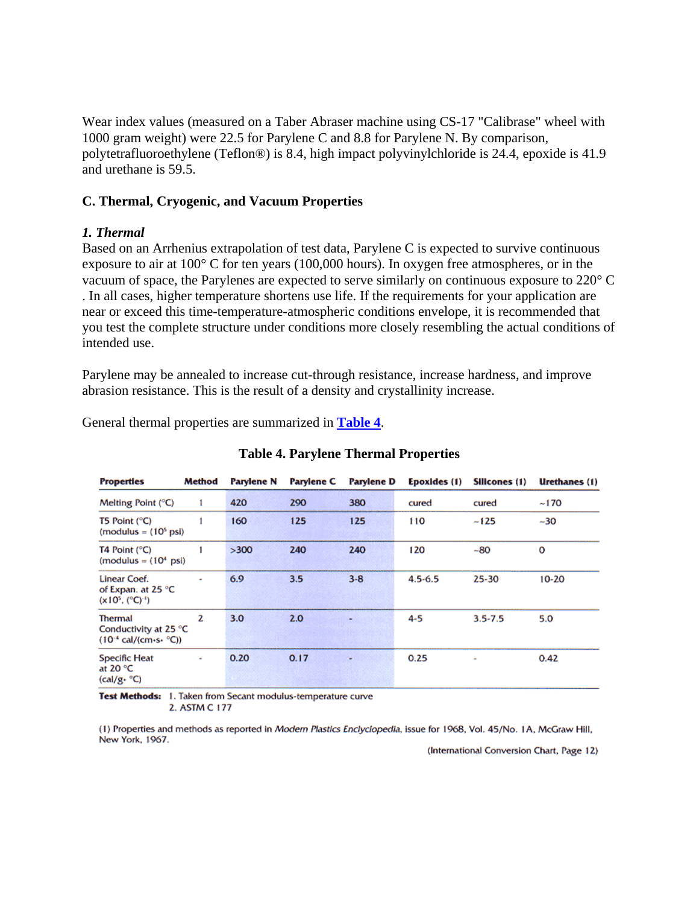Wear index values (measured on a Taber Abraser machine using CS-17 "Calibrase" wheel with 1000 gram weight) were 22.5 for Parylene C and 8.8 for Parylene N. By comparison, polytetrafluoroethylene (Teflon®) is 8.4, high impact polyvinylchloride is 24.4, epoxide is 41.9 and urethane is 59.5.

### C. Thermal, Cryogenic, and Vacuum Properties

#### *1. Thermal*

Based on an Arrhenius extrapolation of test data, Parylene C is expected to survive continuous exposure to air at 100° C for ten years (100,000 hours). In oxygen free atmospheres, or in the vacuum of space, the Parylenes are expected to serve similarly on continuous exposure to 220° C . In all cases, higher temperature shortens use life. If the requirements for your application are near or exceed this time-temperature-atmospheric conditions envelope, it is recommended that you test the complete structure under conditions more closely resembling the actual conditions of intended use.

Parylene may be annealed to increase cut-through resistance, increase hardness, and improve abrasion resistance. This is the result of a density and crystallinity increase.

General thermal properties are summarized in **Table 4**.

**Table 4. Parylene Thermal Properties**

| Properties | Method | Parylene N | Parylene C | Parylene D | Epoxides (1) | Silicones (1) | Urethanes (1) |
|---|---|---|---|---|---|---|---|
| Melting Point (°C) | 1 | 420 | 290 | 380 | cured | cured | ~170 |
| T5 Point (°C) (modulus = ($10^5$ psi) | 1 | 160 | 125 | 125 | 110 | ~125 | ~30 |
| T4 Point (°C) (modulus = ($10^4$ psi) | 1 | >300 | 240 | 240 | 120 | ~80 | 0 |
| Linear Coef. of Expan. at 25 °C ($\times 10^5$, $(°C)^{-1}$) | - | 6.9 | 3.5 | 3-8 | 4.5-6.5 | 25-30 | 10-20 |
| Thermal Conductivity at 25 °C ($10^{-4}$ cal/(cm·s·°C)) | 2 | 3.0 | 2.0 | - | 4-5 | 3.5-7.5 | 5.0 |
| Specific Heat at 20 °C (cal/g·°C) | - | 0.20 | 0.17 | - | 0.25 | - | 0.42 |

**Test Methods:** 1. Taken from Secant modulus-temperature curve
2. ASTM C 177

(1) Properties and methods as reported in *Modern Plastics Enclyclopedia*, issue for 1968, Vol. 45/No. 1A, McGraw Hill, New York, 1967.

(International Conversion Chart, Page 12)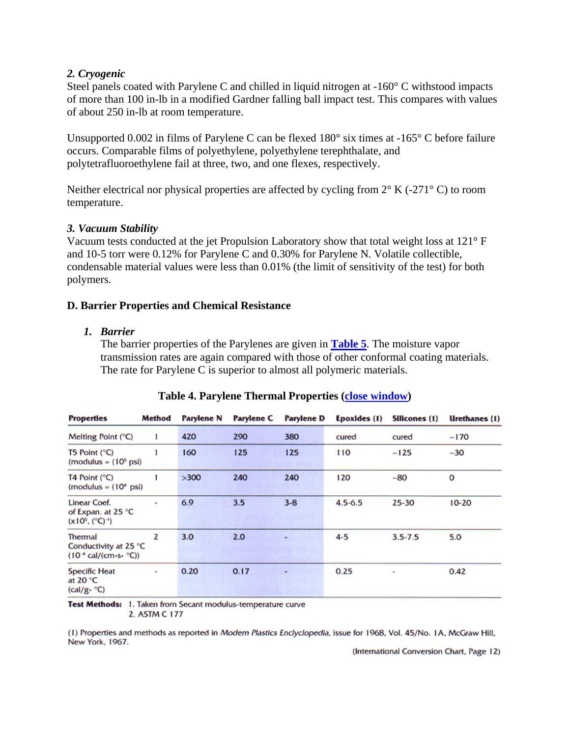*2. Cryogenic*
Steel panels coated with Parylene C and chilled in liquid nitrogen at -160° C withstood impacts of more than 100 in-lb in a modified Gardner falling ball impact test. This compares with values of about 250 in-lb at room temperature.

Unsupported 0.002 in films of Parylene C can be flexed 180° six times at -165° C before failure occurs. Comparable films of polyethylene, polyethylene terephthalate, and polytetrafluoroethylene fail at three, two, and one flexes, respectively.

Neither electrical nor physical properties are affected by cycling from 2° K (-271° C) to room temperature.

*3. Vacuum Stability*
Vacuum tests conducted at the jet Propulsion Laboratory show that total weight loss at 121° F and 10-5 torr were 0.12% for Parylene C and 0.30% for Parylene N. Volatile collectible, condensable material values were less than 0.01% (the limit of sensitivity of the test) for both polymers.

**D. Barrier Properties and Chemical Resistance**

1. ***Barrier***
   The barrier properties of the Parylenes are given in **Table 5**. The moisture vapor transmission rates are again compared with those of other conformal coating materials. The rate for Parylene C is superior to almost all polymeric materials.

**Table 4. Parylene Thermal Properties (close window)**

| Properties | Method | Parylene N | Parylene C | Parylene D | Epoxides (1) | Silicones (1) | Urethanes (1) |
|---|---|---|---|---|---|---|---|
| Melting Point (°C) | 1 | 420 | 290 | 380 | cured | cured | ~170 |
| T5 Point (°C) (modulus = $(10^5$ psi) | 1 | 160 | 125 | 125 | 110 | ~125 | ~30 |
| T4 Point (°C) (modulus = $(10^4$ psi) | 1 | >300 | 240 | 240 | 120 | ~80 | 0 |
| Linear Coef. of Expan. at 25 °C ($x10^5$, $(°C)^{-1}$) | - | 6.9 | 3.5 | 3-8 | 4.5-6.5 | 25-30 | 10-20 |
| Thermal Conductivity at 25 °C ($10^{-4}$ cal/(cm·s· °C)) | 2 | 3.0 | 2.0 | - | 4-5 | 3.5-7.5 | 5.0 |
| Specific Heat at 20 °C (cal/g· °C) | - | 0.20 | 0.17 | - | 0.25 | - | 0.42 |

**Test Methods:** 1. Taken from Secant modulus-temperature curve
2. ASTM C 177

(1) Properties and methods as reported in *Modern Plastics Enclyclopedia*, issue for 1968, Vol. 45/No. 1A, McGraw Hill, New York, 1967.

(International Conversion Chart, Page 12)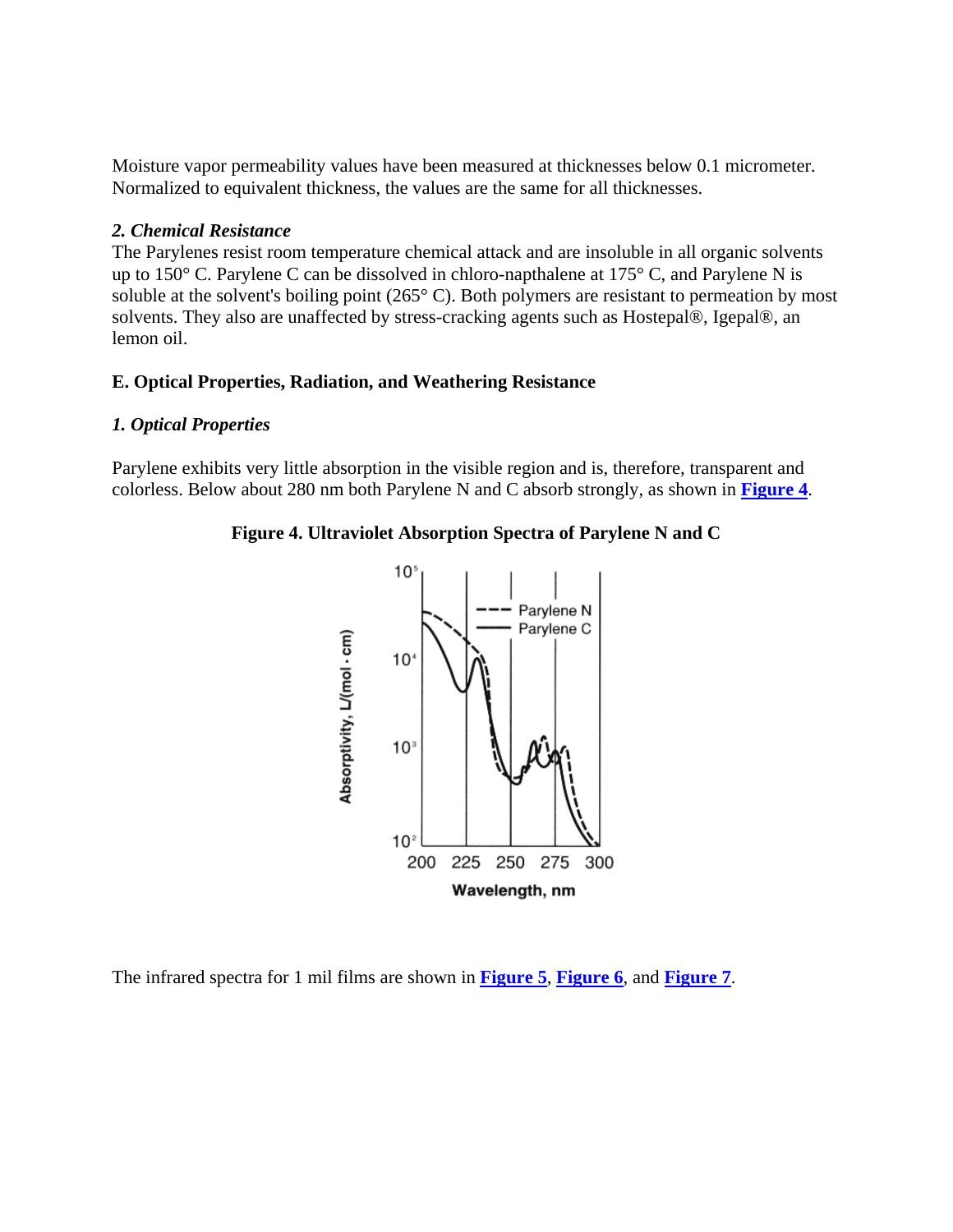Moisture vapor permeability values have been measured at thicknesses below 0.1 micrometer. Normalized to equivalent thickness, the values are the same for all thicknesses.

### *2. Chemical Resistance*

The Parylenes resist room temperature chemical attack and are insoluble in all organic solvents up to 150° C. Parylene C can be dissolved in chloro-napthalene at 175° C, and Parylene N is soluble at the solvent's boiling point (265° C). Both polymers are resistant to permeation by most solvents. They also are unaffected by stress-cracking agents such as Hostepal®, Igepal®, an lemon oil.

## E. Optical Properties, Radiation, and Weathering Resistance

### *1. Optical Properties*

Parylene exhibits very little absorption in the visible region and is, therefore, transparent and colorless. Below about 280 nm both Parylene N and C absorb strongly, as shown in **[Figure 4]**.

**Figure 4. Ultraviolet Absorption Spectra of Parylene N and C**

The infrared spectra for 1 mil films are shown in **[Figure 5]**, **[Figure 6]**, and **[Figure 7]**.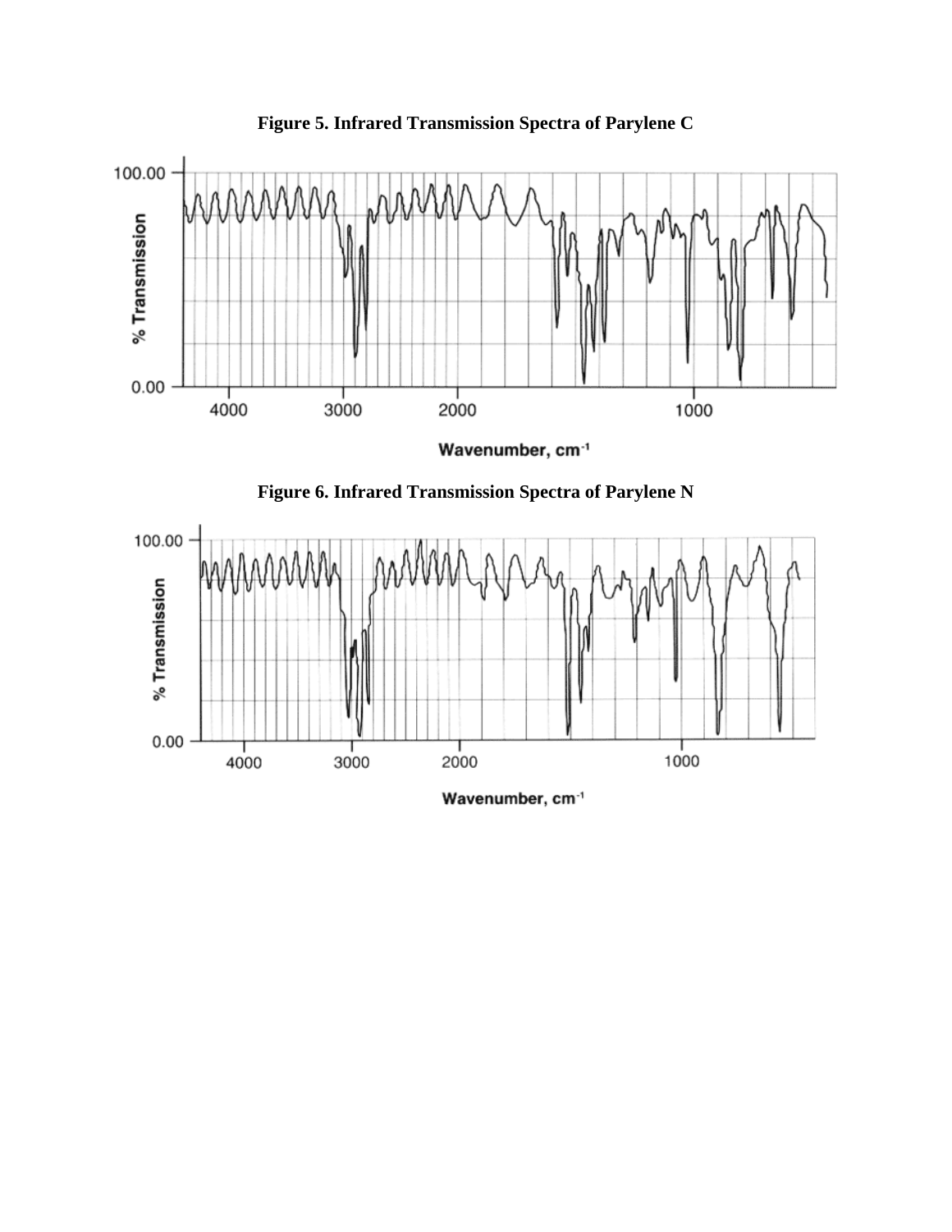**Figure 5. Infrared Transmission Spectra of Parylene C**

**Figure 6. Infrared Transmission Spectra of Parylene N**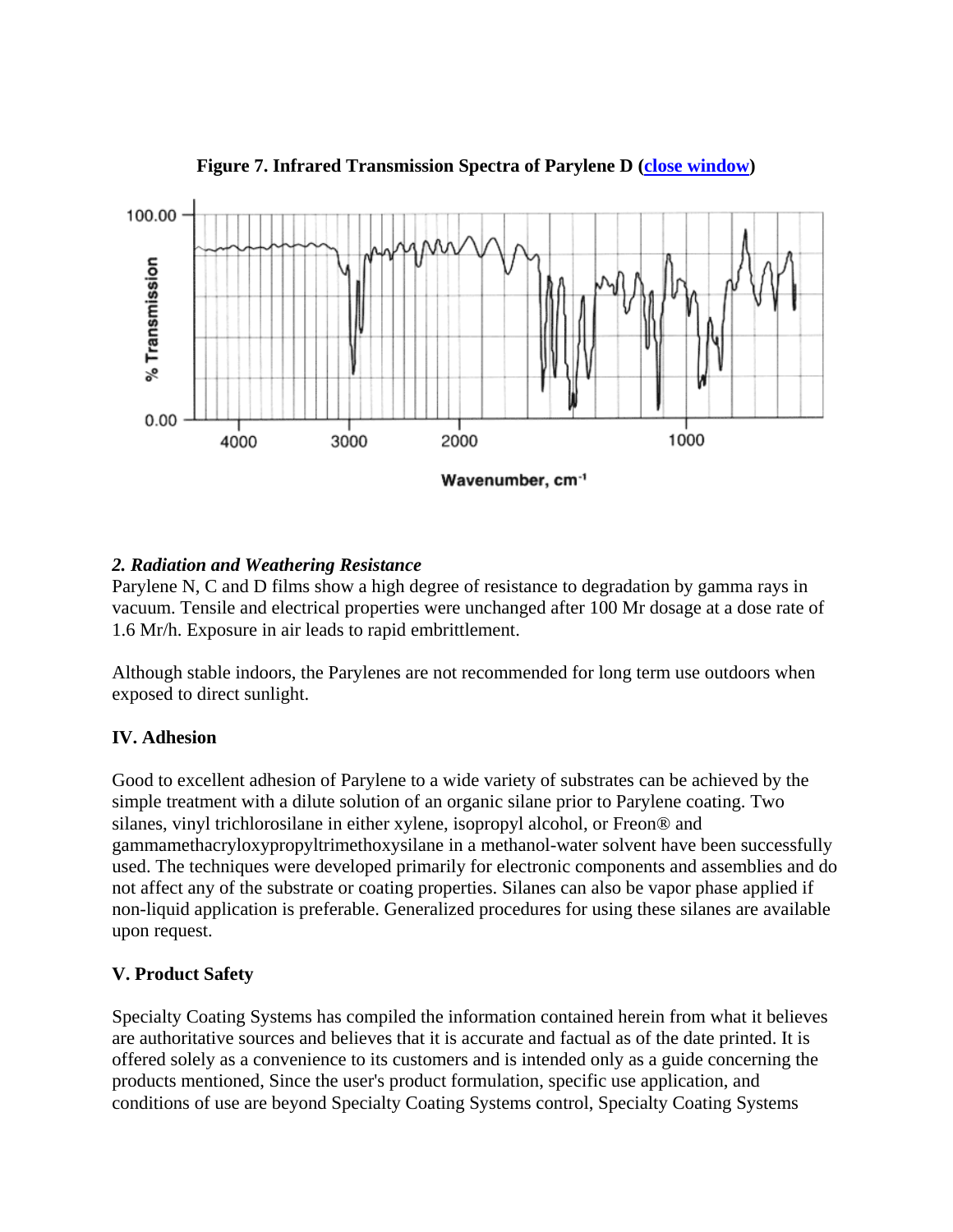**Figure 7. Infrared Transmission Spectra of Parylene D (close window)**

### *2. Radiation and Weathering Resistance*

Parylene N, C and D films show a high degree of resistance to degradation by gamma rays in vacuum. Tensile and electrical properties were unchanged after 100 Mr dosage at a dose rate of 1.6 Mr/h. Exposure in air leads to rapid embrittlement.

Although stable indoors, the Parylenes are not recommended for long term use outdoors when exposed to direct sunlight.

## IV. Adhesion

Good to excellent adhesion of Parylene to a wide variety of substrates can be achieved by the simple treatment with a dilute solution of an organic silane prior to Parylene coating. Two silanes, vinyl trichlorosilane in either xylene, isopropyl alcohol, or Freon® and gammamethacryloxypropyltrimethoxysilane in a methanol-water solvent have been successfully used. The techniques were developed primarily for electronic components and assemblies and do not affect any of the substrate or coating properties. Silanes can also be vapor phase applied if non-liquid application is preferable. Generalized procedures for using these silanes are available upon request.

## V. Product Safety

Specialty Coating Systems has compiled the information contained herein from what it believes are authoritative sources and believes that it is accurate and factual as of the date printed. It is offered solely as a convenience to its customers and is intended only as a guide concerning the products mentioned, Since the user's product formulation, specific use application, and conditions of use are beyond Specialty Coating Systems control, Specialty Coating Systems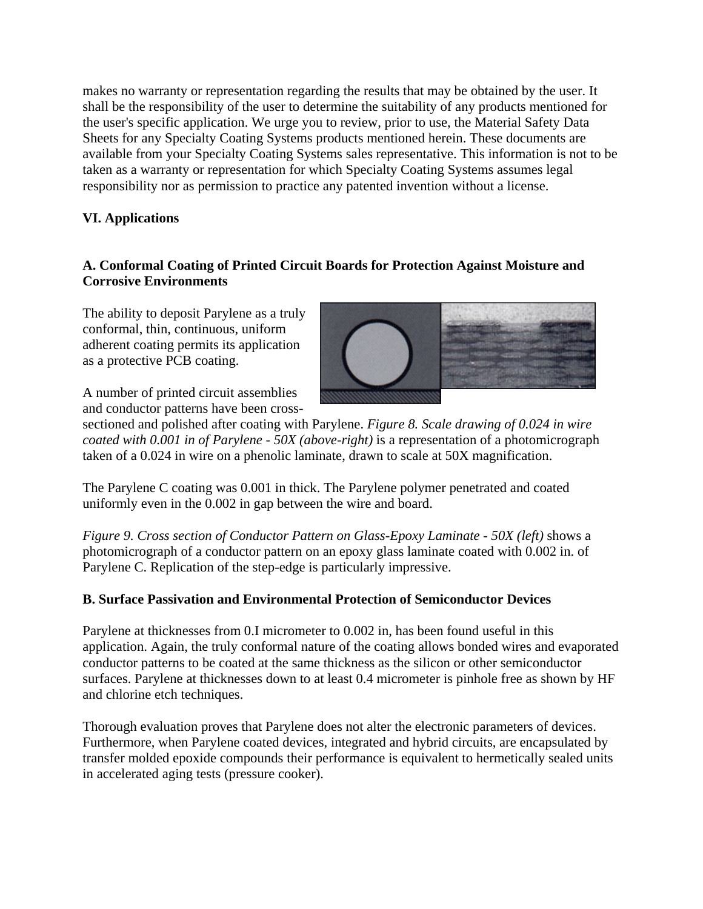makes no warranty or representation regarding the results that may be obtained by the user. It shall be the responsibility of the user to determine the suitability of any products mentioned for the user's specific application. We urge you to review, prior to use, the Material Safety Data Sheets for any Specialty Coating Systems products mentioned herein. These documents are available from your Specialty Coating Systems sales representative. This information is not to be taken as a warranty or representation for which Specialty Coating Systems assumes legal responsibility nor as permission to practice any patented invention without a license.

## VI. Applications

### A. Conformal Coating of Printed Circuit Boards for Protection Against Moisture and Corrosive Environments

The ability to deposit Parylene as a truly conformal, thin, continuous, uniform adherent coating permits its application as a protective PCB coating.

A number of printed circuit assemblies and conductor patterns have been cross-sectioned and polished after coating with Parylene. *Figure 8. Scale drawing of 0.024 in wire coated with 0.001 in of Parylene - 50X (above-right)* is a representation of a photomicrograph taken of a 0.024 in wire on a phenolic laminate, drawn to scale at 50X magnification.

The Parylene C coating was 0.001 in thick. The Parylene polymer penetrated and coated uniformly even in the 0.002 in gap between the wire and board.

*Figure 9. Cross section of Conductor Pattern on Glass-Epoxy Laminate - 50X (left)* shows a photomicrograph of a conductor pattern on an epoxy glass laminate coated with 0.002 in. of Parylene C. Replication of the step-edge is particularly impressive.

### B. Surface Passivation and Environmental Protection of Semiconductor Devices

Parylene at thicknesses from 0.I micrometer to 0.002 in, has been found useful in this application. Again, the truly conformal nature of the coating allows bonded wires and evaporated conductor patterns to be coated at the same thickness as the silicon or other semiconductor surfaces. Parylene at thicknesses down to at least 0.4 micrometer is pinhole free as shown by HF and chlorine etch techniques.

Thorough evaluation proves that Parylene does not alter the electronic parameters of devices. Furthermore, when Parylene coated devices, integrated and hybrid circuits, are encapsulated by transfer molded epoxide compounds their performance is equivalent to hermetically sealed units in accelerated aging tests (pressure cooker).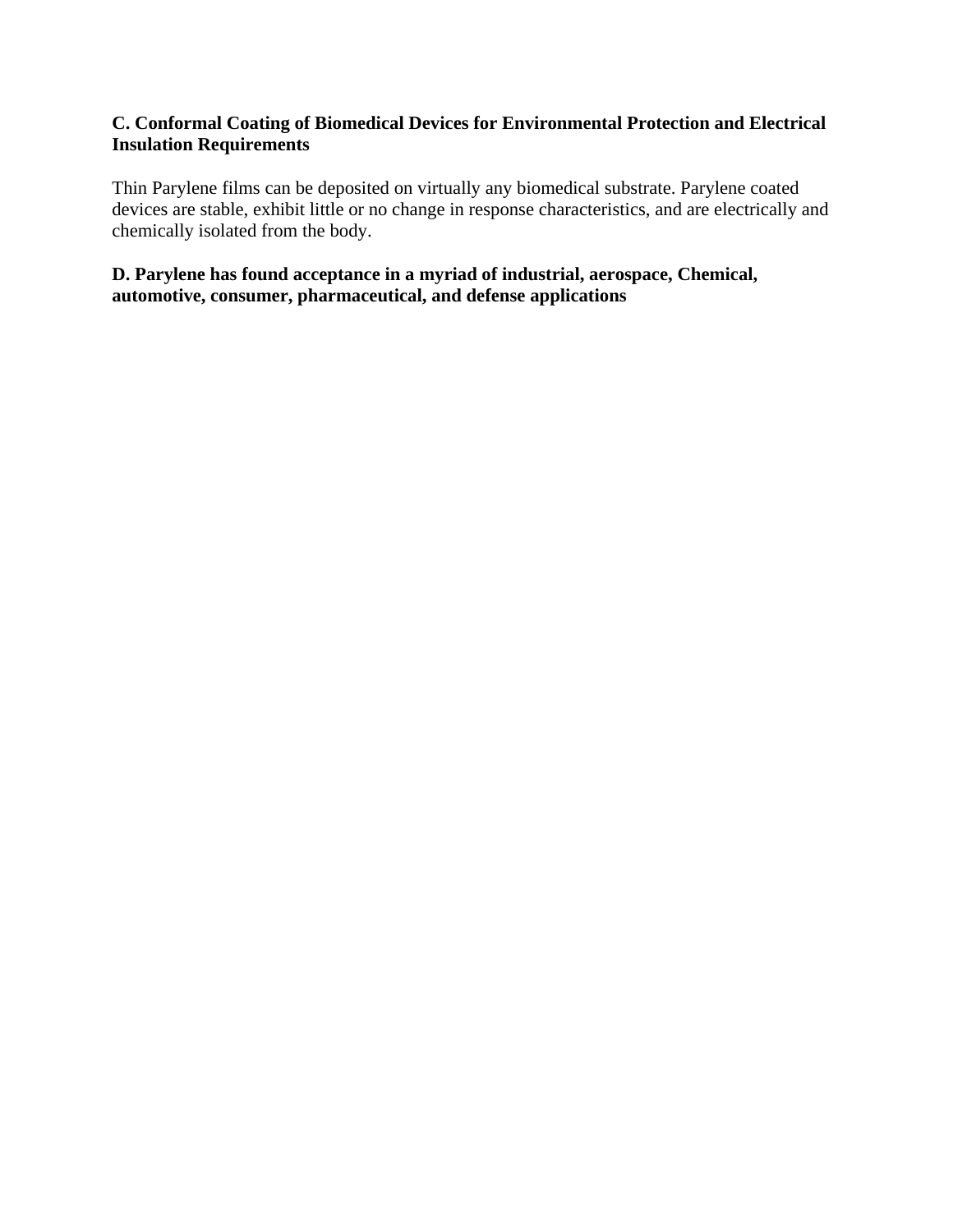**C. Conformal Coating of Biomedical Devices for Environmental Protection and Electrical Insulation Requirements**

Thin Parylene films can be deposited on virtually any biomedical substrate. Parylene coated devices are stable, exhibit little or no change in response characteristics, and are electrically and chemically isolated from the body.

**D. Parylene has found acceptance in a myriad of industrial, aerospace, Chemical, automotive, consumer, pharmaceutical, and defense applications**